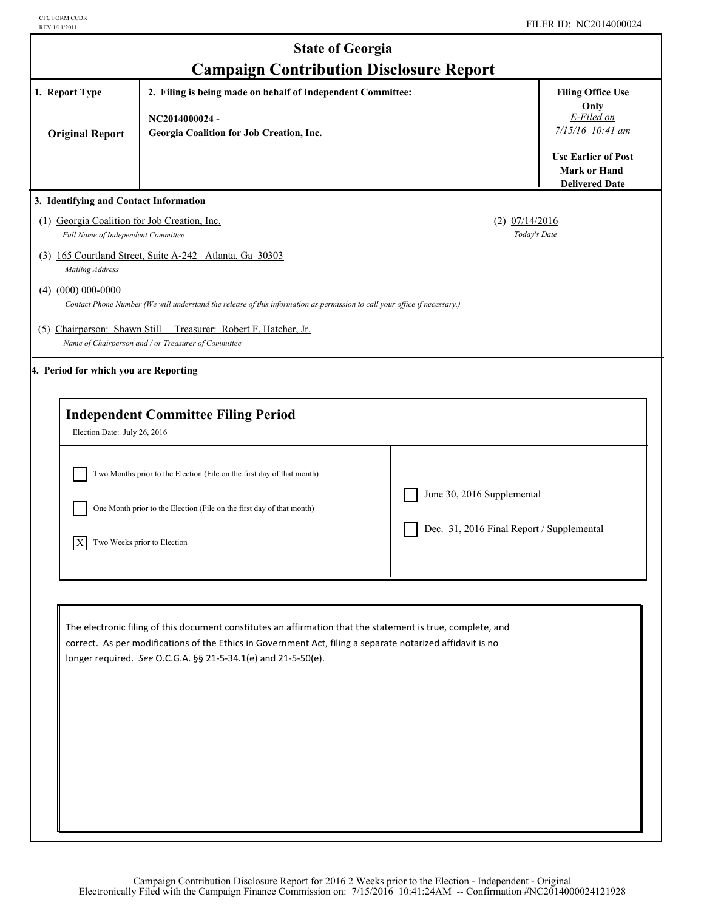CFC FORM CCDR
REV 1/11/2011

FILER ID: NC2014000024

# State of Georgia
## Campaign Contribution Disclosure Report

| 1. Report Type | 2. Filing is being made on behalf of Independent Committee: | Filing Office Use Only |
|---|---|---|
| Original Report | NC2014000024 - Georgia Coalition for Job Creation, Inc. | *E-Filed on* *7/15/16 10:41 am* Use Earlier of Post Mark or Hand Delivered Date |

**3. Identifying and Contact Information**

(1) Georgia Coalition for Job Creation, Inc.
*Full Name of Independent Committee*

(2) 07/14/2016
*Today's Date*

(3) 165 Courtland Street, Suite A-242 Atlanta, Ga 30303
*Mailing Address*

(4) (000) 000-0000
*Contact Phone Number (We will understand the release of this information as permission to call your office if necessary.)*

(5) Chairperson: Shawn Still Treasurer: Robert F. Hatcher, Jr.
*Name of Chairperson and / or Treasurer of Committee*

**4. Period for which you are Reporting**

### Independent Committee Filing Period

Election Date: July 26, 2016

- [ ] Two Months prior to the Election (File on the first day of that month)
- [ ] One Month prior to the Election (File on the first day of that month)
- [X] Two Weeks prior to Election
- [ ] June 30, 2016 Supplemental
- [ ] Dec. 31, 2016 Final Report / Supplemental

The electronic filing of this document constitutes an affirmation that the statement is true, complete, and correct. As per modifications of the Ethics in Government Act, filing a separate notarized affidavit is no longer required. *See* O.C.G.A. §§ 21-5-34.1(e) and 21-5-50(e).

Campaign Contribution Disclosure Report for 2016 2 Weeks prior to the Election - Independent - Original
Electronically Filed with the Campaign Finance Commission on: 7/15/2016 10:41:24AM -- Confirmation #NC2014000024121928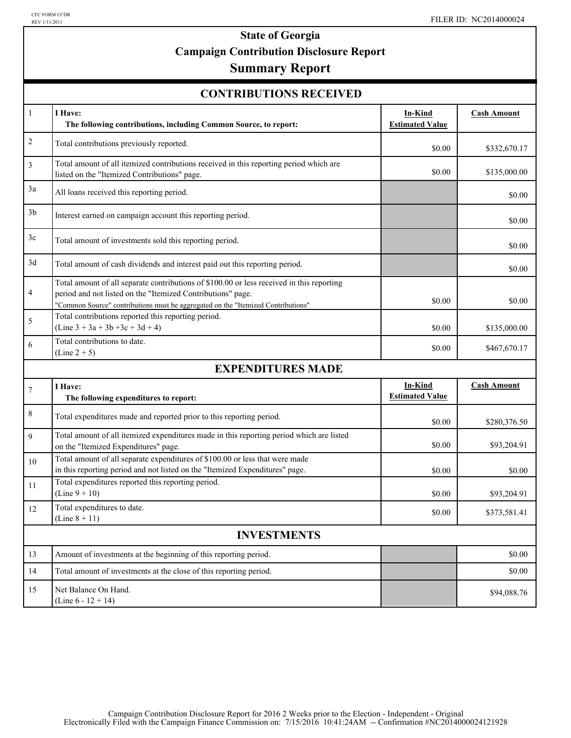CFC FORM CCDR
REV 1/11/2011

FILER ID: NC2014000024

# State of Georgia
## Campaign Contribution Disclosure Report
## Summary Report

### CONTRIBUTIONS RECEIVED

| | | In-Kind Estimated Value | Cash Amount |
|---|---|---|---|
| 1 | **I Have:** **The following contributions, including Common Source, to report:** | | |
| 2 | Total contributions previously reported. | $0.00 | $332,670.17 |
| 3 | Total amount of all itemized contributions received in this reporting period which are listed on the "Itemized Contributions" page. | $0.00 | $135,000.00 |
| 3a | All loans received this reporting period. | | $0.00 |
| 3b | Interest earned on campaign account this reporting period. | | $0.00 |
| 3c | Total amount of investments sold this reporting period. | | $0.00 |
| 3d | Total amount of cash dividends and interest paid out this reporting period. | | $0.00 |
| 4 | Total amount of all separate contributions of $100.00 or less received in this reporting period and not listed on the "Itemized Contributions" page. "Common Source" contributions must be aggregated on the "Itemized Contributions" | $0.00 | $0.00 |
| 5 | Total contributions reported this reporting period. (Line 3 + 3a + 3b +3c + 3d + 4) | $0.00 | $135,000.00 |
| 6 | Total contributions to date. (Line 2 + 5) | $0.00 | $467,670.17 |

### EXPENDITURES MADE

| | | In-Kind Estimated Value | Cash Amount |
|---|---|---|---|
| 7 | **I Have:** **The following expenditures to report:** | | |
| 8 | Total expenditures made and reported prior to this reporting period. | $0.00 | $280,376.50 |
| 9 | Total amount of all itemized expenditures made in this reporting period which are listed on the "Itemized Expenditures" page. | $0.00 | $93,204.91 |
| 10 | Total amount of all separate expenditures of $100.00 or less that were made in this reporting period and not listed on the "Itemized Expenditures" page. | $0.00 | $0.00 |
| 11 | Total expenditures reported this reporting period. (Line 9 + 10) | $0.00 | $93,204.91 |
| 12 | Total expenditures to date. (Line 8 + 11) | $0.00 | $373,581.41 |

### INVESTMENTS

| | | | |
|---|---|---|---|
| 13 | Amount of investments at the beginning of this reporting period. | | $0.00 |
| 14 | Total amount of investments at the close of this reporting period. | | $0.00 |
| 15 | Net Balance On Hand. (Line 6 - 12 + 14) | | $94,088.76 |

Campaign Contribution Disclosure Report for 2016 2 Weeks prior to the Election - Independent - Original
Electronically Filed with the Campaign Finance Commission on: 7/15/2016 10:41:24AM -- Confirmation #NC2014000024121928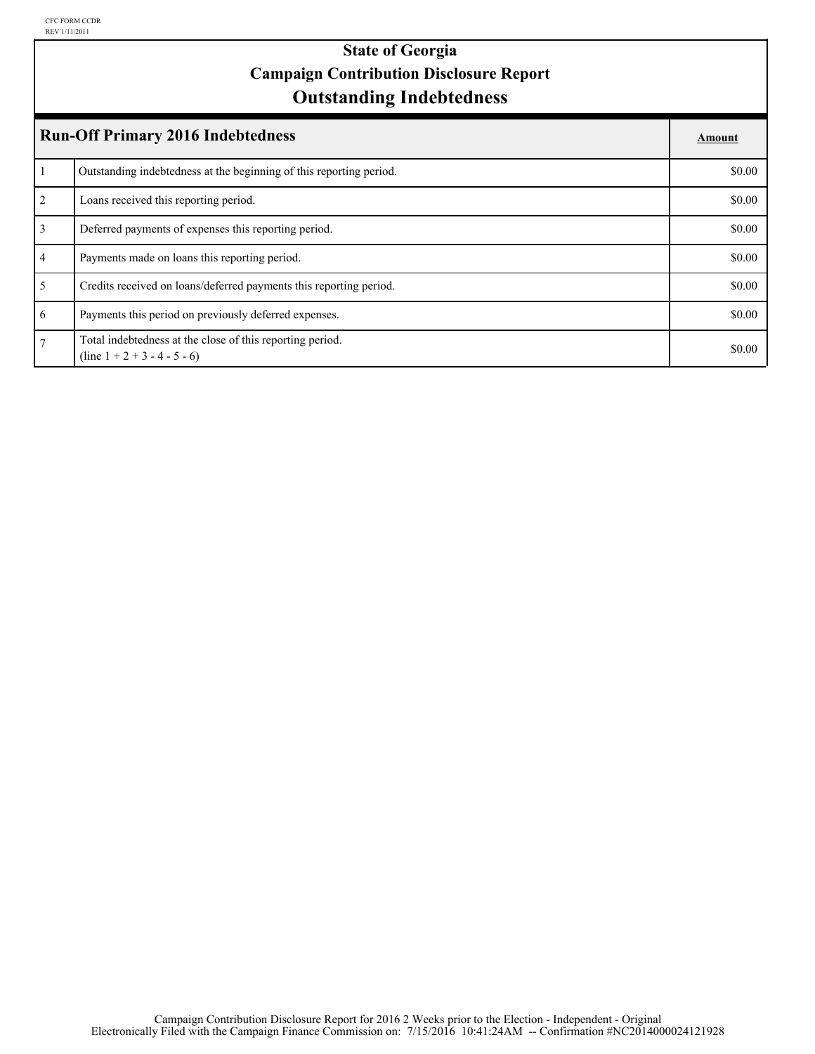CFC FORM CCDR
REV 1/11/2011

# State of Georgia
# Campaign Contribution Disclosure Report
# Outstanding Indebtedness

| | Run-Off Primary 2016 Indebtedness | Amount |
|---|---|---|
| 1 | Outstanding indebtedness at the beginning of this reporting period. | $0.00 |
| 2 | Loans received this reporting period. | $0.00 |
| 3 | Deferred payments of expenses this reporting period. | $0.00 |
| 4 | Payments made on loans this reporting period. | $0.00 |
| 5 | Credits received on loans/deferred payments this reporting period. | $0.00 |
| 6 | Payments this period on previously deferred expenses. | $0.00 |
| 7 | Total indebtedness at the close of this reporting period. (line 1 + 2 + 3 - 4 - 5 - 6) | $0.00 |

Campaign Contribution Disclosure Report for 2016 2 Weeks prior to the Election - Independent - Original
Electronically Filed with the Campaign Finance Commission on: 7/15/2016 10:41:24AM -- Confirmation #NC2014000024121928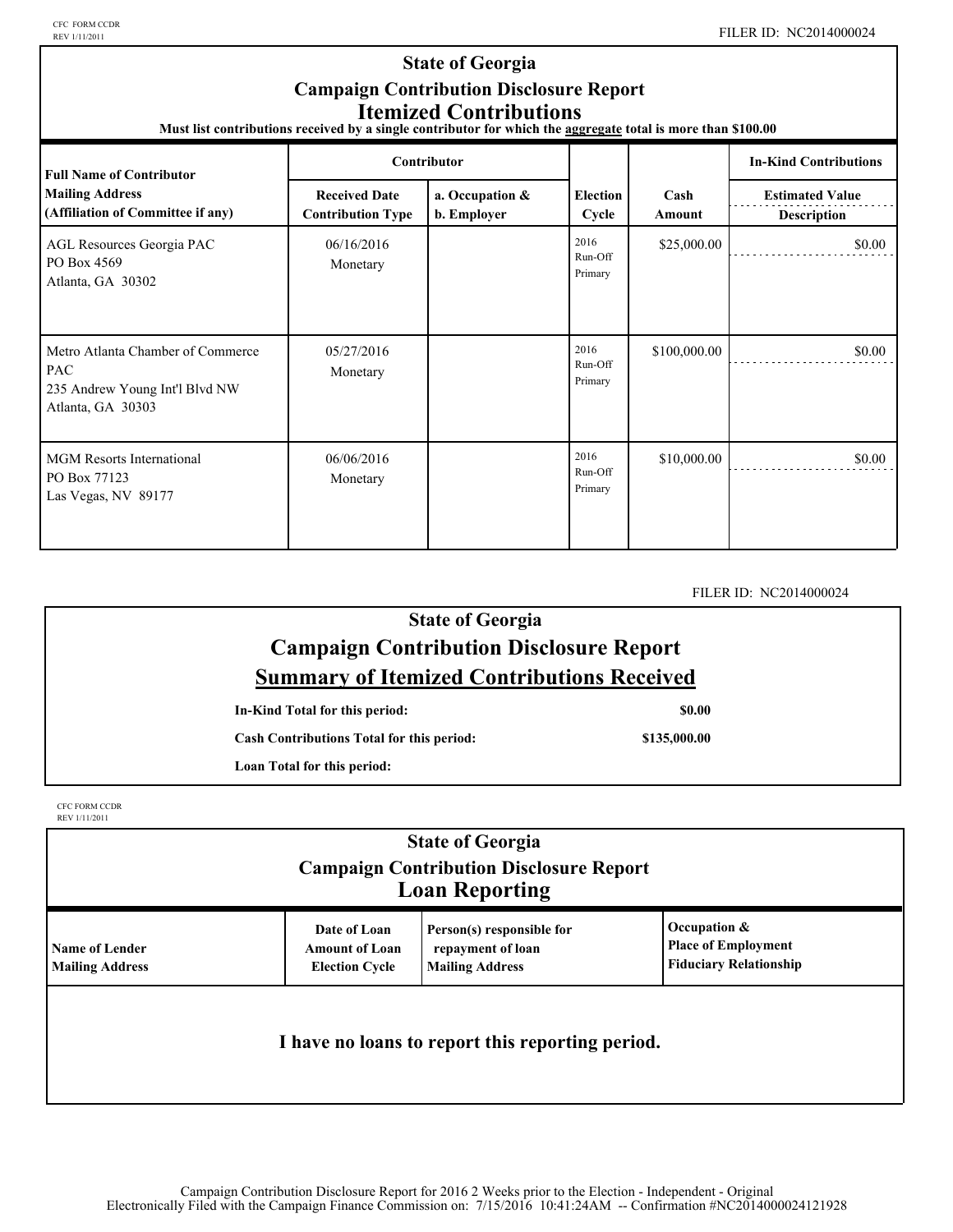CFC FORM CCDR
REV 1/11/2011

FILER ID: NC2014000024

# State of Georgia
## Campaign Contribution Disclosure Report
## Itemized Contributions

**Must list contributions received by a single contributor for which the aggregate total is more than $100.00**

| Full Name of Contributor<br>Mailing Address<br>(Affiliation of Committee if any) | Contributor<br>Received Date<br>Contribution Type | Contributor<br>a. Occupation &<br>b. Employer | Election Cycle | Cash Amount | In-Kind Contributions<br>Estimated Value<br>Description |
|---|---|---|---|---|---|
| AGL Resources Georgia PAC<br>PO Box 4569<br>Atlanta, GA 30302 | 06/16/2016<br>Monetary | | 2016 Run-Off Primary | $25,000.00 | $0.00 |
| Metro Atlanta Chamber of Commerce PAC<br>235 Andrew Young Int'l Blvd NW<br>Atlanta, GA 30303 | 05/27/2016<br>Monetary | | 2016 Run-Off Primary | $100,000.00 | $0.00 |
| MGM Resorts International<br>PO Box 77123<br>Las Vegas, NV 89177 | 06/06/2016<br>Monetary | | 2016 Run-Off Primary | $10,000.00 | $0.00 |

FILER ID: NC2014000024

# State of Georgia
## Campaign Contribution Disclosure Report
## Summary of Itemized Contributions Received

| | |
|---|---|
| **In-Kind Total for this period:** | **$0.00** |
| **Cash Contributions Total for this period:** | **$135,000.00** |
| **Loan Total for this period:** | |

CFC FORM CCDR
REV 1/11/2011

# State of Georgia
## Campaign Contribution Disclosure Report
## Loan Reporting

| Name of Lender<br>Mailing Address | Date of Loan<br>Amount of Loan<br>Election Cycle | Person(s) responsible for repayment of loan<br>Mailing Address | Occupation &<br>Place of Employment<br>Fiduciary Relationship |
|---|---|---|---|

**I have no loans to report this reporting period.**

Campaign Contribution Disclosure Report for 2016 2 Weeks prior to the Election - Independent - Original
Electronically Filed with the Campaign Finance Commission on: 7/15/2016 10:41:24AM -- Confirmation #NC2014000024121928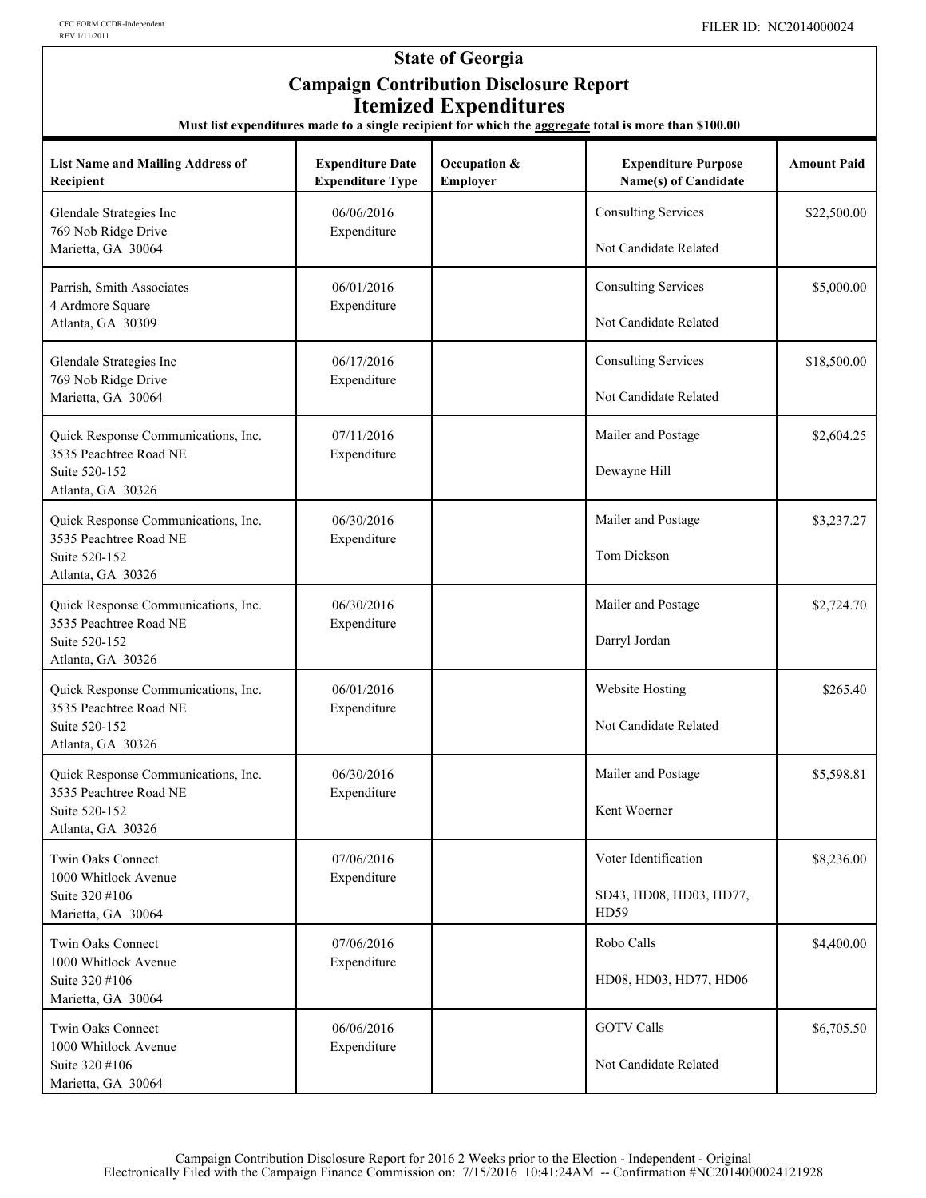CFC FORM CCDR-Independent
REV 1/11/2011

FILER ID: NC2014000024

# State of Georgia

## Campaign Contribution Disclosure Report

## Itemized Expenditures

**Must list expenditures made to a single recipient for which the aggregate total is more than $100.00**

| List Name and Mailing Address of Recipient | Expenditure Date<br>Expenditure Type | Occupation & Employer | Expenditure Purpose<br>Name(s) of Candidate | Amount Paid |
|---|---|---|---|---|
| Glendale Strategies Inc<br>769 Nob Ridge Drive<br>Marietta, GA 30064 | 06/06/2016<br>Expenditure | | Consulting Services<br><br>Not Candidate Related | $22,500.00 |
| Parrish, Smith Associates<br>4 Ardmore Square<br>Atlanta, GA 30309 | 06/01/2016<br>Expenditure | | Consulting Services<br><br>Not Candidate Related | $5,000.00 |
| Glendale Strategies Inc<br>769 Nob Ridge Drive<br>Marietta, GA 30064 | 06/17/2016<br>Expenditure | | Consulting Services<br><br>Not Candidate Related | $18,500.00 |
| Quick Response Communications, Inc.<br>3535 Peachtree Road NE<br>Suite 520-152<br>Atlanta, GA 30326 | 07/11/2016<br>Expenditure | | Mailer and Postage<br><br>Dewayne Hill | $2,604.25 |
| Quick Response Communications, Inc.<br>3535 Peachtree Road NE<br>Suite 520-152<br>Atlanta, GA 30326 | 06/30/2016<br>Expenditure | | Mailer and Postage<br><br>Tom Dickson | $3,237.27 |
| Quick Response Communications, Inc.<br>3535 Peachtree Road NE<br>Suite 520-152<br>Atlanta, GA 30326 | 06/30/2016<br>Expenditure | | Mailer and Postage<br><br>Darryl Jordan | $2,724.70 |
| Quick Response Communications, Inc.<br>3535 Peachtree Road NE<br>Suite 520-152<br>Atlanta, GA 30326 | 06/01/2016<br>Expenditure | | Website Hosting<br><br>Not Candidate Related | $265.40 |
| Quick Response Communications, Inc.<br>3535 Peachtree Road NE<br>Suite 520-152<br>Atlanta, GA 30326 | 06/30/2016<br>Expenditure | | Mailer and Postage<br><br>Kent Woerner | $5,598.81 |
| Twin Oaks Connect<br>1000 Whitlock Avenue<br>Suite 320 #106<br>Marietta, GA 30064 | 07/06/2016<br>Expenditure | | Voter Identification<br><br>SD43, HD08, HD03, HD77, HD59 | $8,236.00 |
| Twin Oaks Connect<br>1000 Whitlock Avenue<br>Suite 320 #106<br>Marietta, GA 30064 | 07/06/2016<br>Expenditure | | Robo Calls<br><br>HD08, HD03, HD77, HD06 | $4,400.00 |
| Twin Oaks Connect<br>1000 Whitlock Avenue<br>Suite 320 #106<br>Marietta, GA 30064 | 06/06/2016<br>Expenditure | | GOTV Calls<br><br>Not Candidate Related | $6,705.50 |

Campaign Contribution Disclosure Report for 2016 2 Weeks prior to the Election - Independent - Original
Electronically Filed with the Campaign Finance Commission on: 7/15/2016 10:41:24AM -- Confirmation #NC2014000024121928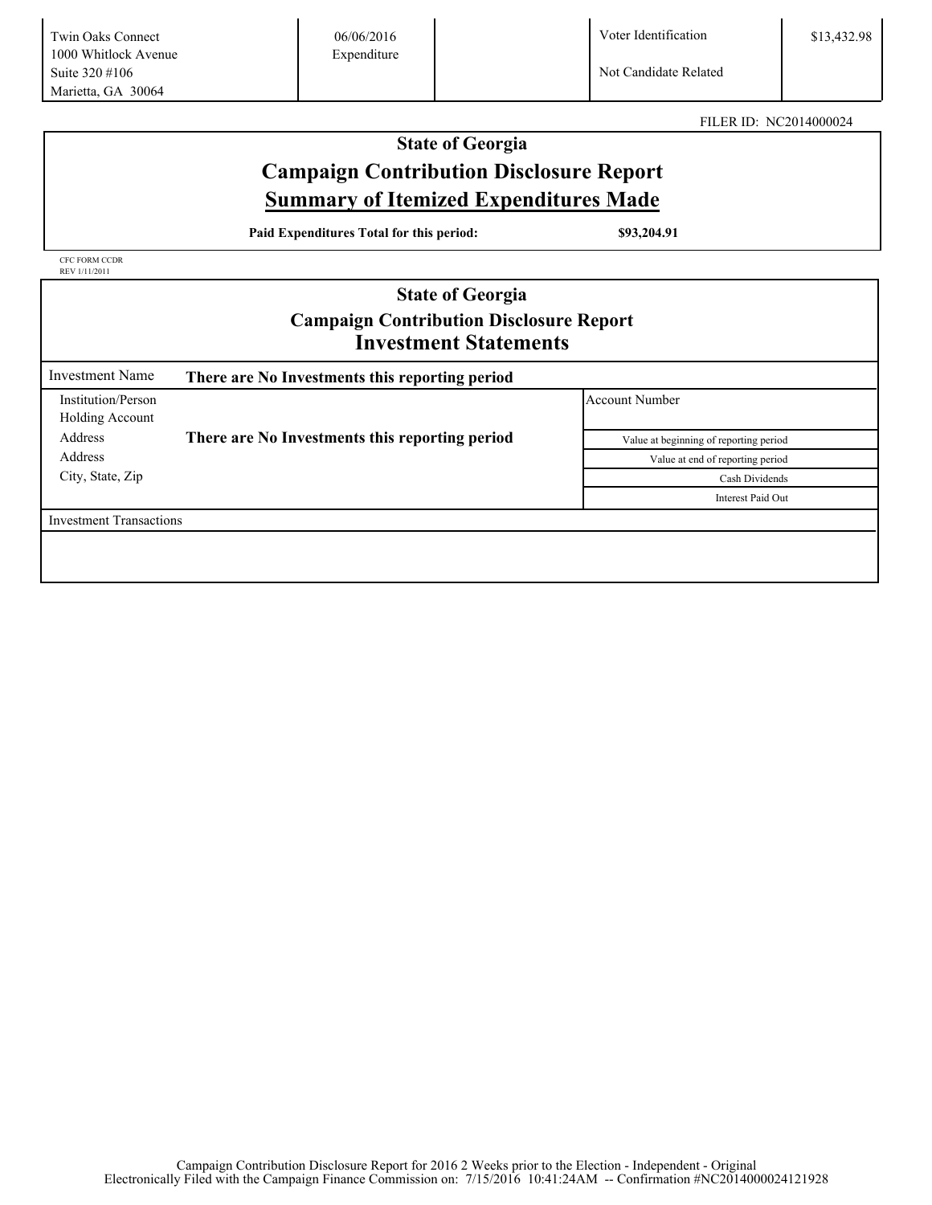| | | | | |
|---|---|---|---|---|
| Twin Oaks Connect<br>1000 Whitlock Avenue<br>Suite 320 #106<br>Marietta, GA 30064 | 06/06/2016<br>Expenditure | | Voter Identification<br><br>Not Candidate Related | $13,432.98 |

FILER ID: NC2014000024

# State of Georgia
# Campaign Contribution Disclosure Report
## Summary of Itemized Expenditures Made

**Paid Expenditures Total for this period:** **$93,204.91**

CFC FORM CCDR
REV 1/11/2011

# State of Georgia
## Campaign Contribution Disclosure Report
## Investment Statements

| Investment Name | **There are No Investments this reporting period** | |
|---|---|---|
| Institution/Person Holding Account | | Account Number |
| Address | **There are No Investments this reporting period** | Value at beginning of reporting period |
| Address | | Value at end of reporting period |
| City, State, Zip | | Cash Dividends |
| | | Interest Paid Out |

Investment Transactions

Campaign Contribution Disclosure Report for 2016 2 Weeks prior to the Election - Independent - Original
Electronically Filed with the Campaign Finance Commission on: 7/15/2016 10:41:24AM -- Confirmation #NC2014000024121928